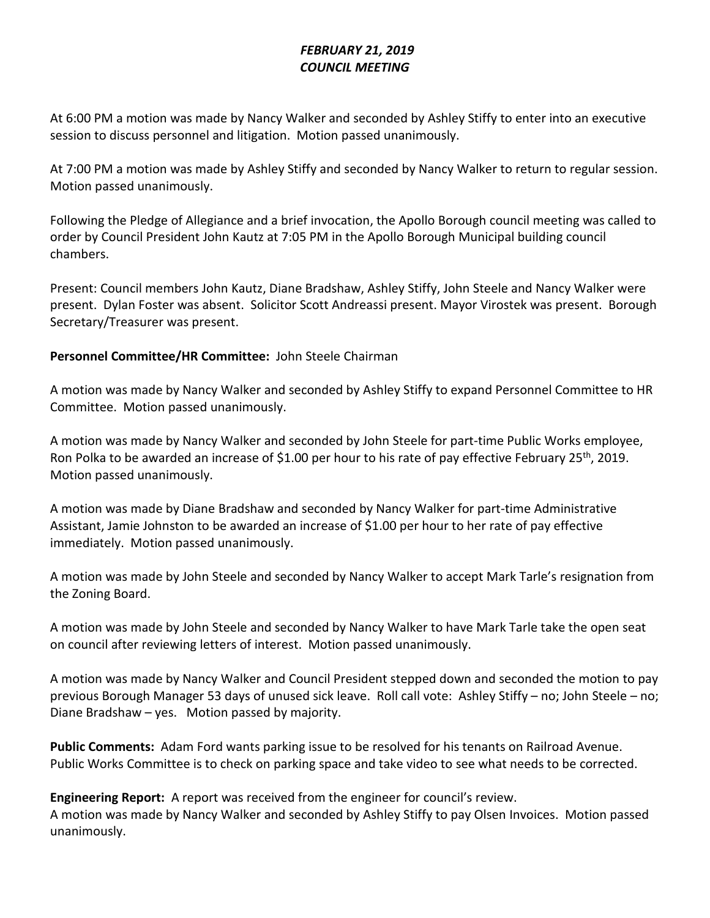***FEBRUARY 21, 2019***
***COUNCIL MEETING***

At 6:00 PM a motion was made by Nancy Walker and seconded by Ashley Stiffy to enter into an executive session to discuss personnel and litigation. Motion passed unanimously.

At 7:00 PM a motion was made by Ashley Stiffy and seconded by Nancy Walker to return to regular session. Motion passed unanimously.

Following the Pledge of Allegiance and a brief invocation, the Apollo Borough council meeting was called to order by Council President John Kautz at 7:05 PM in the Apollo Borough Municipal building council chambers.

Present: Council members John Kautz, Diane Bradshaw, Ashley Stiffy, John Steele and Nancy Walker were present. Dylan Foster was absent. Solicitor Scott Andreassi present. Mayor Virostek was present. Borough Secretary/Treasurer was present.

**Personnel Committee/HR Committee:** John Steele Chairman

A motion was made by Nancy Walker and seconded by Ashley Stiffy to expand Personnel Committee to HR Committee. Motion passed unanimously.

A motion was made by Nancy Walker and seconded by John Steele for part-time Public Works employee, Ron Polka to be awarded an increase of $1.00 per hour to his rate of pay effective February 25th, 2019. Motion passed unanimously.

A motion was made by Diane Bradshaw and seconded by Nancy Walker for part-time Administrative Assistant, Jamie Johnston to be awarded an increase of $1.00 per hour to her rate of pay effective immediately. Motion passed unanimously.

A motion was made by John Steele and seconded by Nancy Walker to accept Mark Tarle's resignation from the Zoning Board.

A motion was made by John Steele and seconded by Nancy Walker to have Mark Tarle take the open seat on council after reviewing letters of interest. Motion passed unanimously.

A motion was made by Nancy Walker and Council President stepped down and seconded the motion to pay previous Borough Manager 53 days of unused sick leave. Roll call vote: Ashley Stiffy – no; John Steele – no; Diane Bradshaw – yes. Motion passed by majority.

**Public Comments:** Adam Ford wants parking issue to be resolved for his tenants on Railroad Avenue. Public Works Committee is to check on parking space and take video to see what needs to be corrected.

**Engineering Report:** A report was received from the engineer for council's review.
A motion was made by Nancy Walker and seconded by Ashley Stiffy to pay Olsen Invoices. Motion passed unanimously.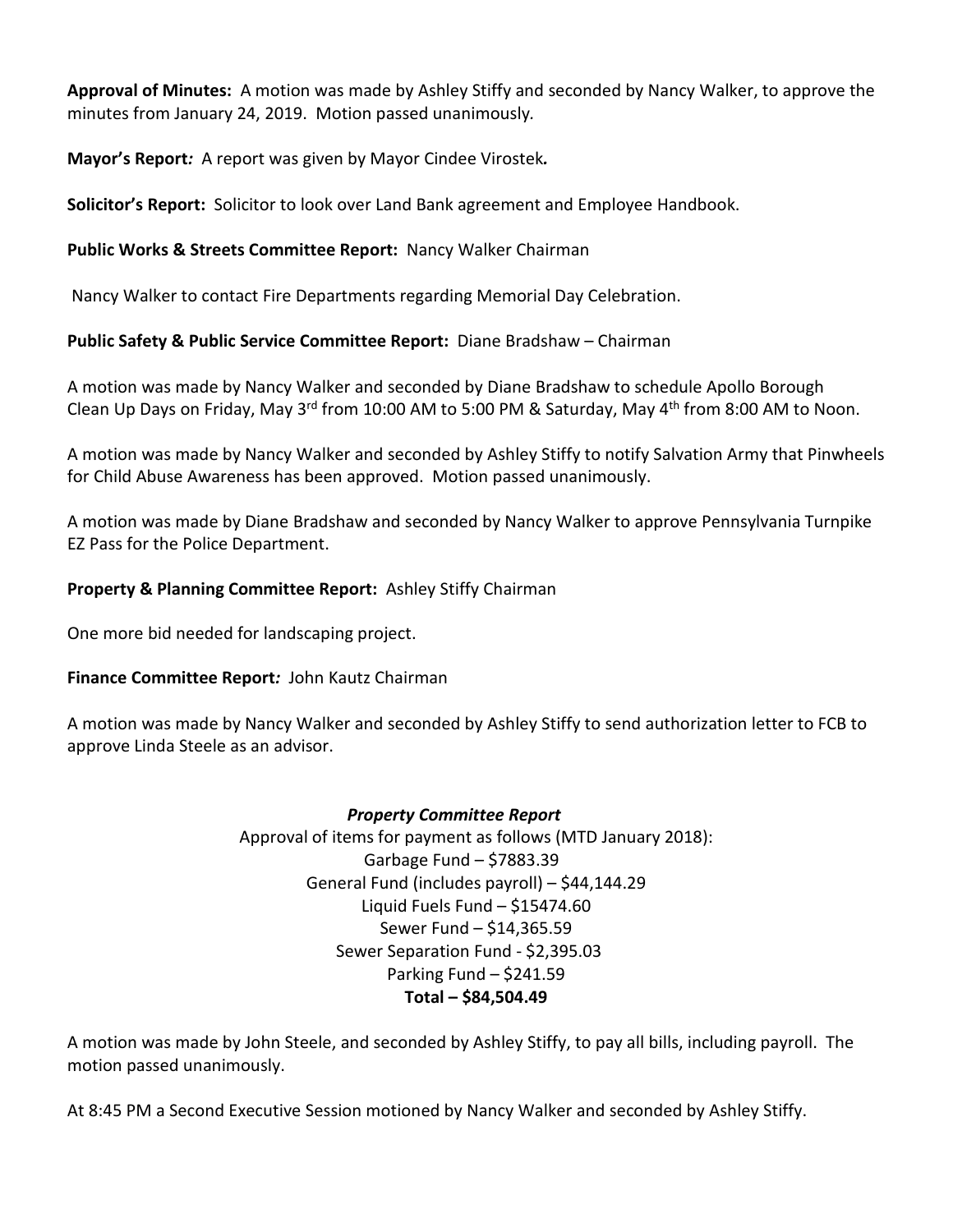**Approval of Minutes:** A motion was made by Ashley Stiffy and seconded by Nancy Walker, to approve the minutes from January 24, 2019. Motion passed unanimously*.*

**Mayor's Report*:*** A report was given by Mayor Cindee Virostek***.***

**Solicitor's Report:** Solicitor to look over Land Bank agreement and Employee Handbook.

**Public Works & Streets Committee Report:** Nancy Walker Chairman

Nancy Walker to contact Fire Departments regarding Memorial Day Celebration.

**Public Safety & Public Service Committee Report:** Diane Bradshaw – Chairman

A motion was made by Nancy Walker and seconded by Diane Bradshaw to schedule Apollo Borough Clean Up Days on Friday, May 3rd from 10:00 AM to 5:00 PM & Saturday, May 4th from 8:00 AM to Noon.

A motion was made by Nancy Walker and seconded by Ashley Stiffy to notify Salvation Army that Pinwheels for Child Abuse Awareness has been approved. Motion passed unanimously.

A motion was made by Diane Bradshaw and seconded by Nancy Walker to approve Pennsylvania Turnpike EZ Pass for the Police Department.

**Property & Planning Committee Report:** Ashley Stiffy Chairman

One more bid needed for landscaping project.

**Finance Committee Report*:*** John Kautz Chairman

A motion was made by Nancy Walker and seconded by Ashley Stiffy to send authorization letter to FCB to approve Linda Steele as an advisor.

***Property Committee Report***

Approval of items for payment as follows (MTD January 2018):

Garbage Fund – $7883.39

General Fund (includes payroll) – $44,144.29

Liquid Fuels Fund – $15474.60

Sewer Fund – $14,365.59

Sewer Separation Fund - $2,395.03

Parking Fund – $241.59

**Total – $84,504.49**

A motion was made by John Steele, and seconded by Ashley Stiffy, to pay all bills, including payroll. The motion passed unanimously.

At 8:45 PM a Second Executive Session motioned by Nancy Walker and seconded by Ashley Stiffy.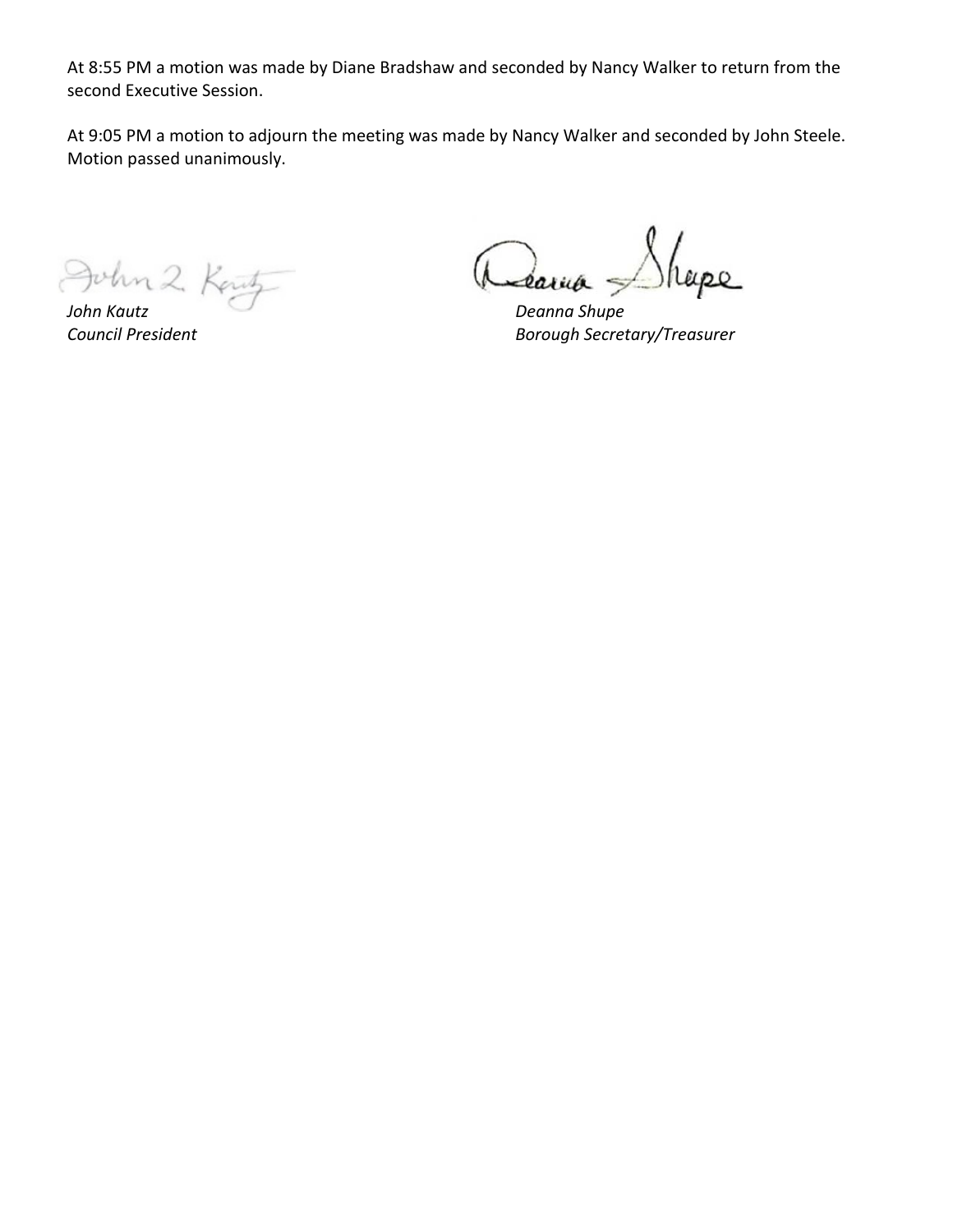At 8:55 PM a motion was made by Diane Bradshaw and seconded by Nancy Walker to return from the second Executive Session.

At 9:05 PM a motion to adjourn the meeting was made by Nancy Walker and seconded by John Steele. Motion passed unanimously.

*John Kautz*
*Council President*

*Deanna Shupe*
*Borough Secretary/Treasurer*